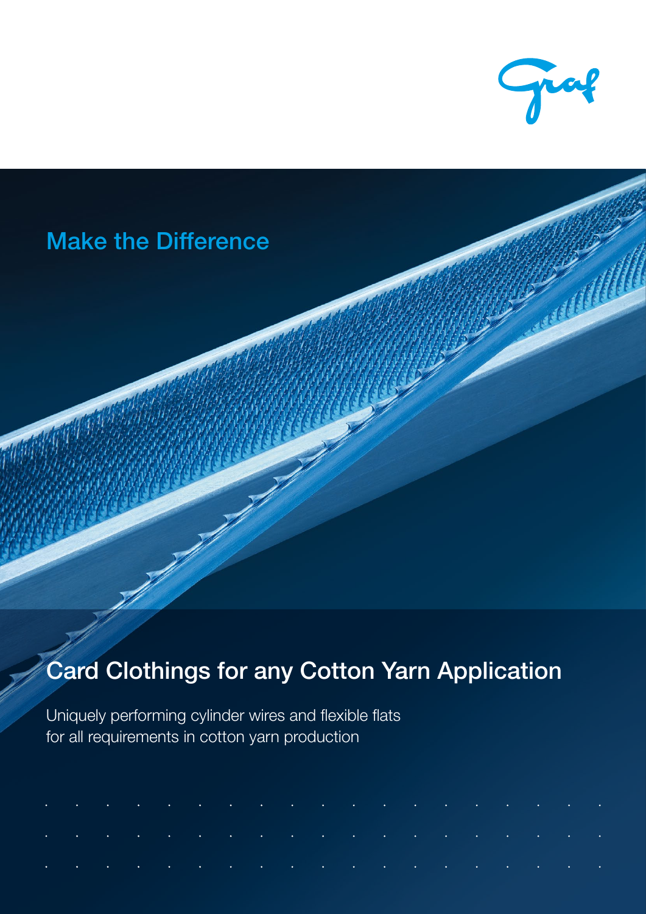Graf

Make the Difference

# Card Clothings for any Cotton Yarn Application

Uniquely performing cylinder wires and flexible flats for all requirements in cotton yarn production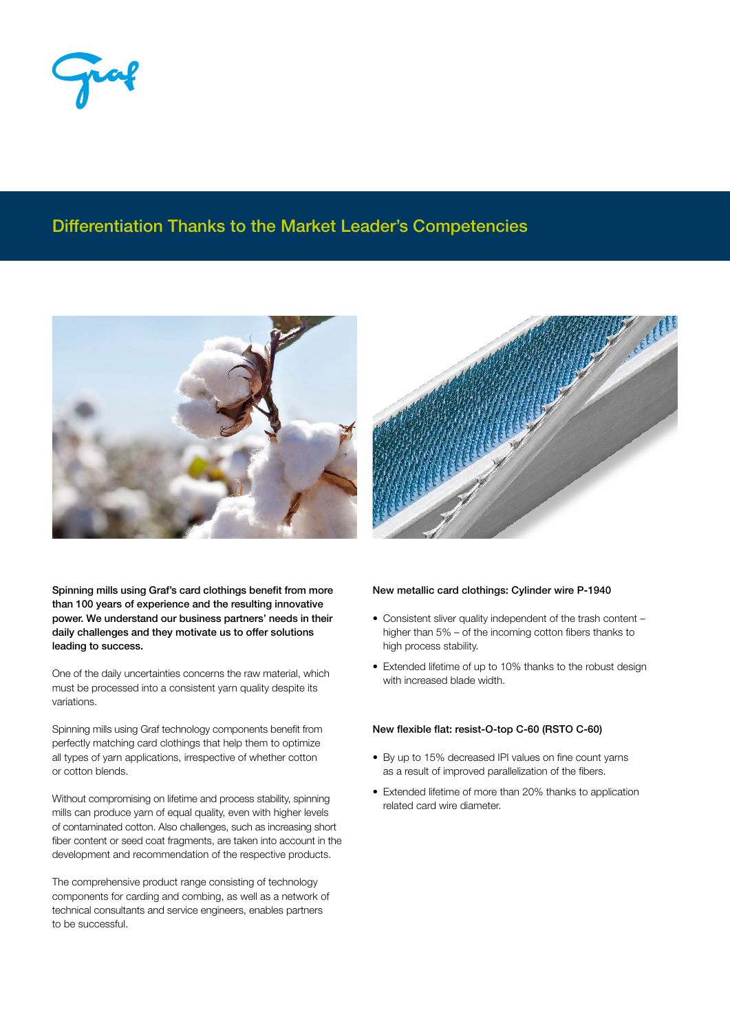## Differentiation Thanks to the Market Leader's Competencies

**Spinning mills using Graf's card clothings benefit from more than 100 years of experience and the resulting innovative power. We understand our business partners' needs in their daily challenges and they motivate us to offer solutions leading to success.**

One of the daily uncertainties concerns the raw material, which must be processed into a consistent yarn quality despite its variations.

Spinning mills using Graf technology components benefit from perfectly matching card clothings that help them to optimize all types of yarn applications, irrespective of whether cotton or cotton blends.

Without compromising on lifetime and process stability, spinning mills can produce yarn of equal quality, even with higher levels of contaminated cotton. Also challenges, such as increasing short fiber content or seed coat fragments, are taken into account in the development and recommendation of the respective products.

The comprehensive product range consisting of technology components for carding and combing, as well as a network of technical consultants and service engineers, enables partners to be successful.

**New metallic card clothings: Cylinder wire P-1940**

- Consistent sliver quality independent of the trash content – higher than 5% – of the incoming cotton fibers thanks to high process stability.
- Extended lifetime of up to 10% thanks to the robust design with increased blade width.

**New flexible flat: resist-O-top C-60 (RSTO C-60)**

- By up to 15% decreased IPI values on fine count yarns as a result of improved parallelization of the fibers.
- Extended lifetime of more than 20% thanks to application related card wire diameter.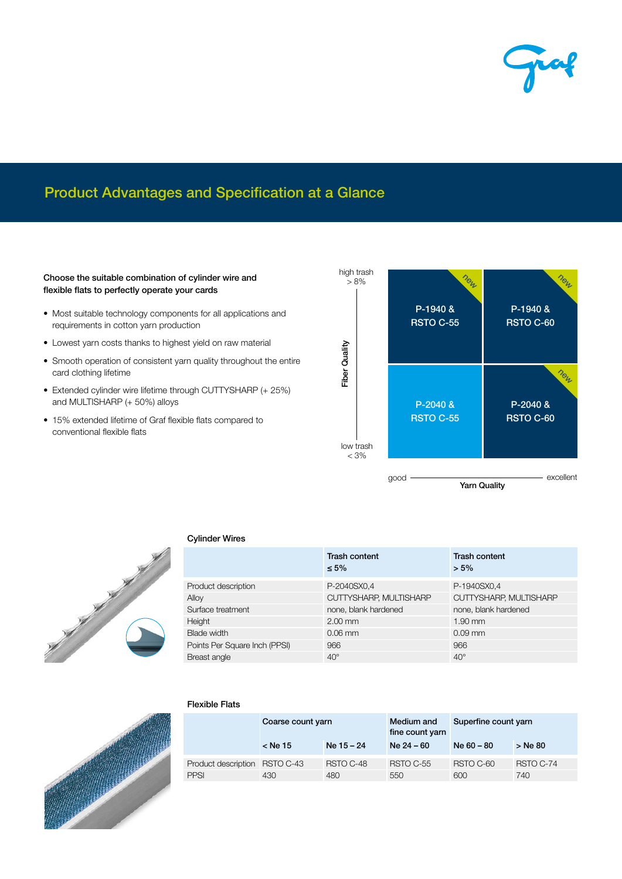# Product Advantages and Specification at a Glance

**Choose the suitable combination of cylinder wire and flexible flats to perfectly operate your cards**

- Most suitable technology components for all applications and requirements in cotton yarn production
- Lowest yarn costs thanks to highest yield on raw material
- Smooth operation of consistent yarn quality throughout the entire card clothing lifetime
- Extended cylinder wire lifetime through CUTTYSHARP (+ 25%) and MULTISHARP (+ 50%) alloys
- 15% extended lifetime of Graf flexible flats compared to conventional flexible flats

| Fiber Quality | Yarn Quality: good | Yarn Quality: excellent |
|---|---|---|
| high trash > 8% | P-1940 & RSTO C-55 (new) | P-1940 & RSTO C-60 (new) |
| low trash < 3% | P-2040 & RSTO C-55 | P-2040 & RSTO C-60 (new) |

### Cylinder Wires

| | Trash content ≤ 5% | Trash content > 5% |
|---|---|---|
| Product description | P-2040SX0,4 | P-1940SX0,4 |
| Alloy | CUTTYSHARP, MULTISHARP | CUTTYSHARP, MULTISHARP |
| Surface treatment | none, blank hardened | none, blank hardened |
| Height | 2.00 mm | 1.90 mm |
| Blade width | 0.06 mm | 0.09 mm |
| Points Per Square Inch (PPSI) | 966 | 966 |
| Breast angle | 40° | 40° |

### Flexible Flats

| | Coarse count yarn | | Medium and fine count yarn | Superfine count yarn | |
|---|---|---|---|---|---|
| | < Ne 15 | Ne 15 – 24 | Ne 24 – 60 | Ne 60 – 80 | > Ne 80 |
| Product description | RSTO C-43 | RSTO C-48 | RSTO C-55 | RSTO C-60 | RSTO C-74 |
| PPSI | 430 | 480 | 550 | 600 | 740 |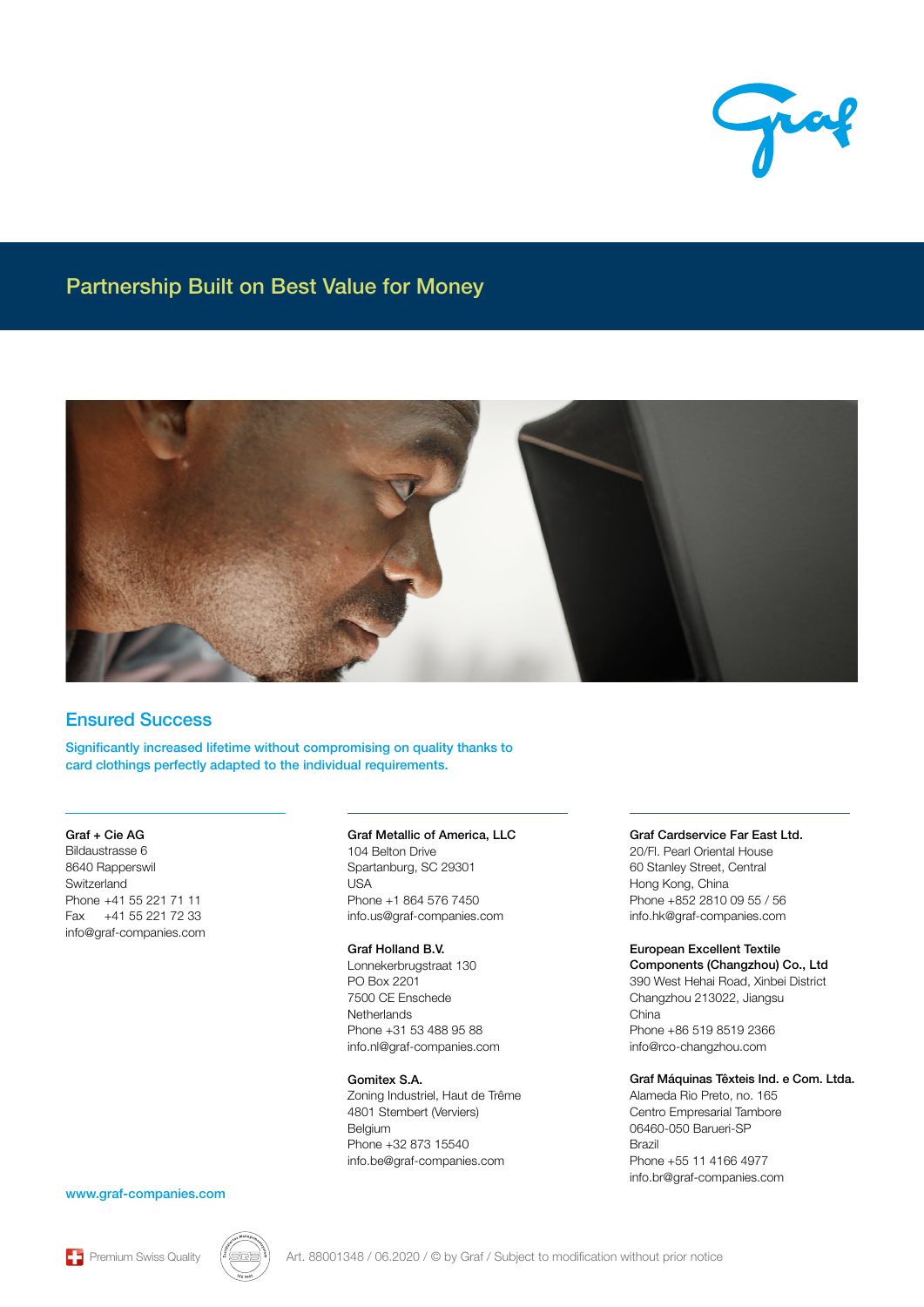## Partnership Built on Best Value for Money

### Ensured Success

Significantly increased lifetime without compromising on quality thanks to card clothings perfectly adapted to the individual requirements.

**Graf + Cie AG**
Bildaustrasse 6
8640 Rapperswil
Switzerland
Phone +41 55 221 71 11
Fax +41 55 221 72 33
info@graf-companies.com

**Graf Metallic of America, LLC**
104 Belton Drive
Spartanburg, SC 29301
USA
Phone +1 864 576 7450
info.us@graf-companies.com

**Graf Holland B.V.**
Lonnekerbrugstraat 130
PO Box 2201
7500 CE Enschede
Netherlands
Phone +31 53 488 95 88
info.nl@graf-companies.com

**Gomitex S.A.**
Zoning Industriel, Haut de Trême
4801 Stembert (Verviers)
Belgium
Phone +32 873 15540
info.be@graf-companies.com

**Graf Cardservice Far East Ltd.**
20/Fl. Pearl Oriental House
60 Stanley Street, Central
Hong Kong, China
Phone +852 2810 09 55 / 56
info.hk@graf-companies.com

**European Excellent Textile Components (Changzhou) Co., Ltd**
390 West Hehai Road, Xinbei District
Changzhou 213022, Jiangsu
China
Phone +86 519 8519 2366
info@rco-changzhou.com

**Graf Máquinas Têxteis Ind. e Com. Ltda.**
Alameda Rio Preto, no. 165
Centro Empresarial Tambore
06460-050 Barueri-SP
Brazil
Phone +55 11 4166 4977
info.br@graf-companies.com

www.graf-companies.com

Premium Swiss Quality

Art. 88001348 / 06.2020 / © by Graf / Subject to modification without prior notice